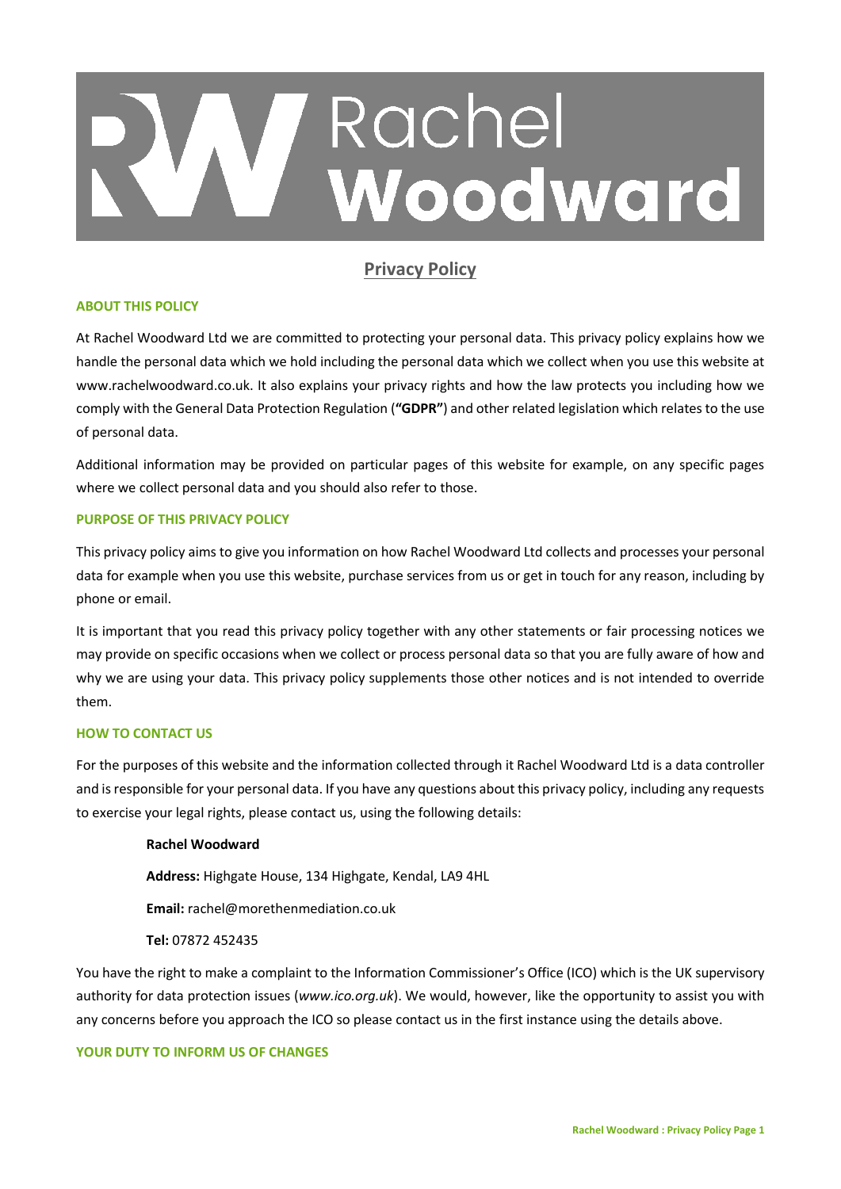# Privacy Policy

### ABOUT THIS POLICY

At Rachel Woodward Ltd we are committed to protecting your personal data. This privacy policy explains how we handle the personal data which we hold including the personal data which we collect when you use this website at www.rachelwoodward.co.uk. It also explains your privacy rights and how the law protects you including how we comply with the General Data Protection Regulation (**"GDPR"**) and other related legislation which relates to the use of personal data.

Additional information may be provided on particular pages of this website for example, on any specific pages where we collect personal data and you should also refer to those.

### PURPOSE OF THIS PRIVACY POLICY

This privacy policy aims to give you information on how Rachel Woodward Ltd collects and processes your personal data for example when you use this website, purchase services from us or get in touch for any reason, including by phone or email.

It is important that you read this privacy policy together with any other statements or fair processing notices we may provide on specific occasions when we collect or process personal data so that you are fully aware of how and why we are using your data. This privacy policy supplements those other notices and is not intended to override them.

### HOW TO CONTACT US

For the purposes of this website and the information collected through it Rachel Woodward Ltd is a data controller and is responsible for your personal data. If you have any questions about this privacy policy, including any requests to exercise your legal rights, please contact us, using the following details:

> **Rachel Woodward**
>
> **Address:** Highgate House, 134 Highgate, Kendal, LA9 4HL
>
> **Email:** rachel@morethenmediation.co.uk
>
> **Tel:** 07872 452435

You have the right to make a complaint to the Information Commissioner's Office (ICO) which is the UK supervisory authority for data protection issues (*www.ico.org.uk*). We would, however, like the opportunity to assist you with any concerns before you approach the ICO so please contact us in the first instance using the details above.

### YOUR DUTY TO INFORM US OF CHANGES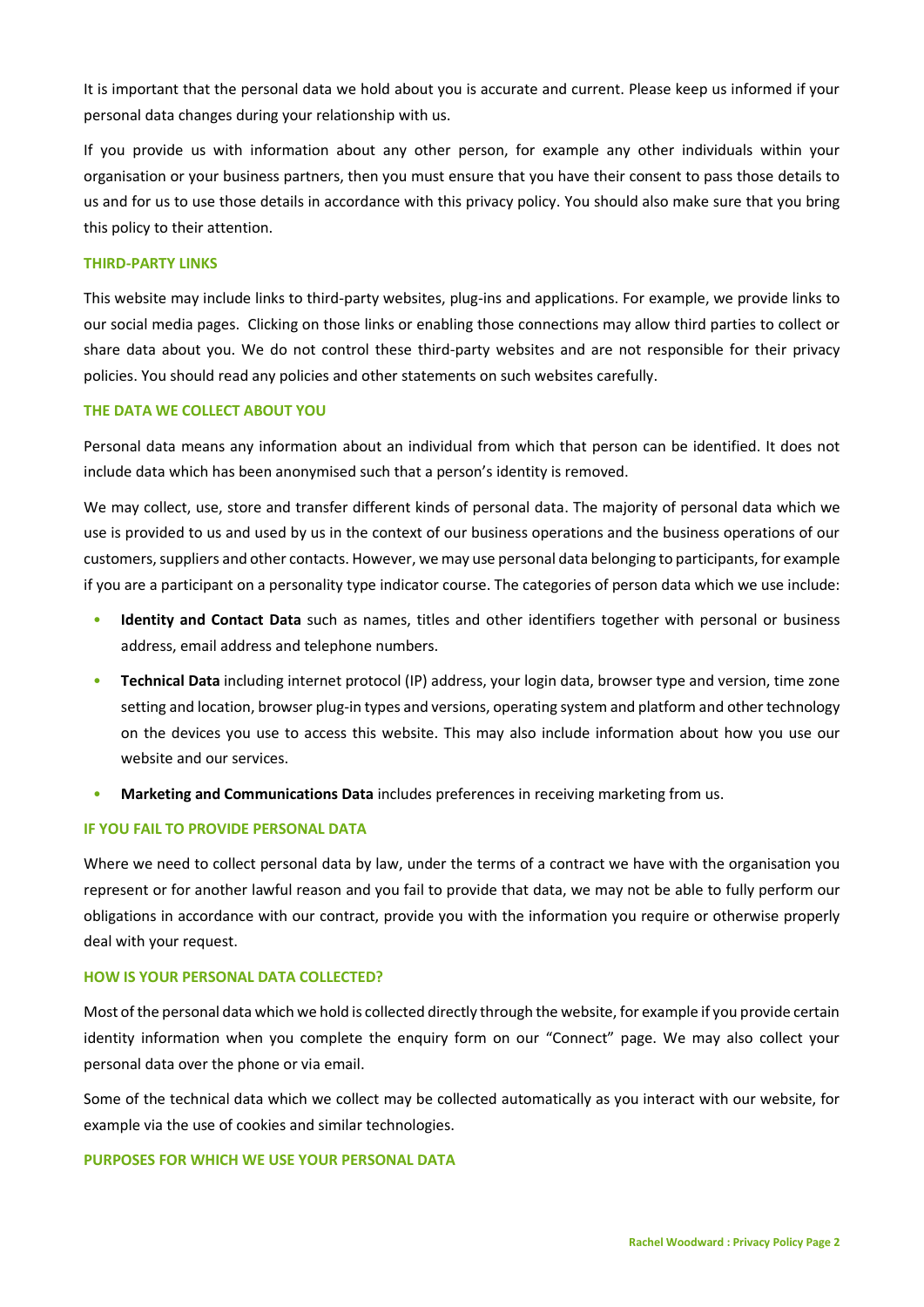It is important that the personal data we hold about you is accurate and current. Please keep us informed if your personal data changes during your relationship with us.

If you provide us with information about any other person, for example any other individuals within your organisation or your business partners, then you must ensure that you have their consent to pass those details to us and for us to use those details in accordance with this privacy policy. You should also make sure that you bring this policy to their attention.

### THIRD-PARTY LINKS

This website may include links to third-party websites, plug-ins and applications. For example, we provide links to our social media pages. Clicking on those links or enabling those connections may allow third parties to collect or share data about you. We do not control these third-party websites and are not responsible for their privacy policies. You should read any policies and other statements on such websites carefully.

### THE DATA WE COLLECT ABOUT YOU

Personal data means any information about an individual from which that person can be identified. It does not include data which has been anonymised such that a person's identity is removed.

We may collect, use, store and transfer different kinds of personal data. The majority of personal data which we use is provided to us and used by us in the context of our business operations and the business operations of our customers, suppliers and other contacts. However, we may use personal data belonging to participants, for example if you are a participant on a personality type indicator course. The categories of person data which we use include:

- **Identity and Contact Data** such as names, titles and other identifiers together with personal or business address, email address and telephone numbers.
- **Technical Data** including internet protocol (IP) address, your login data, browser type and version, time zone setting and location, browser plug-in types and versions, operating system and platform and other technology on the devices you use to access this website. This may also include information about how you use our website and our services.
- **Marketing and Communications Data** includes preferences in receiving marketing from us.

### IF YOU FAIL TO PROVIDE PERSONAL DATA

Where we need to collect personal data by law, under the terms of a contract we have with the organisation you represent or for another lawful reason and you fail to provide that data, we may not be able to fully perform our obligations in accordance with our contract, provide you with the information you require or otherwise properly deal with your request.

### HOW IS YOUR PERSONAL DATA COLLECTED?

Most of the personal data which we hold is collected directly through the website, for example if you provide certain identity information when you complete the enquiry form on our "Connect" page. We may also collect your personal data over the phone or via email.

Some of the technical data which we collect may be collected automatically as you interact with our website, for example via the use of cookies and similar technologies.

### PURPOSES FOR WHICH WE USE YOUR PERSONAL DATA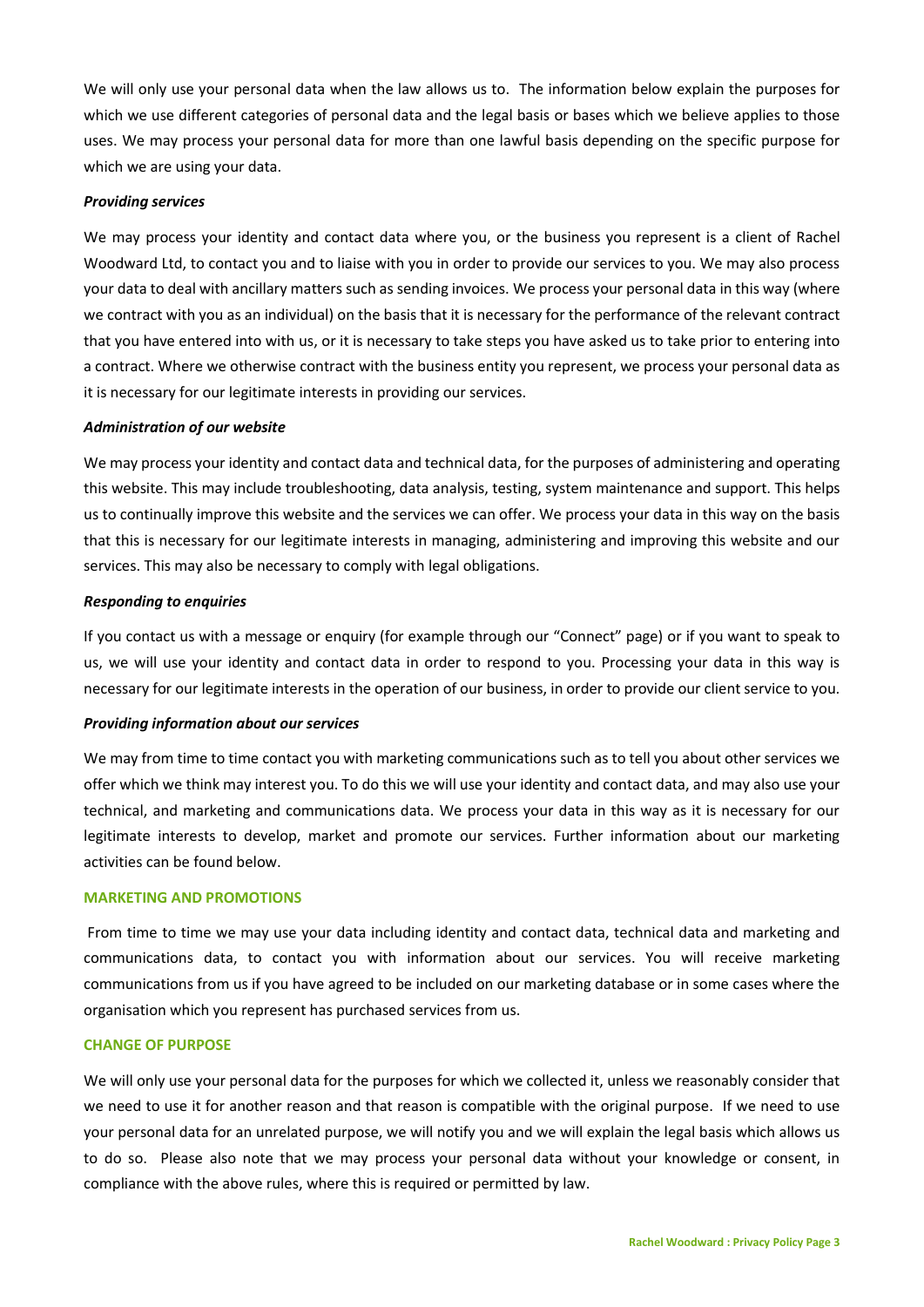We will only use your personal data when the law allows us to. The information below explain the purposes for which we use different categories of personal data and the legal basis or bases which we believe applies to those uses. We may process your personal data for more than one lawful basis depending on the specific purpose for which we are using your data.

***Providing services***

We may process your identity and contact data where you, or the business you represent is a client of Rachel Woodward Ltd, to contact you and to liaise with you in order to provide our services to you. We may also process your data to deal with ancillary matters such as sending invoices. We process your personal data in this way (where we contract with you as an individual) on the basis that it is necessary for the performance of the relevant contract that you have entered into with us, or it is necessary to take steps you have asked us to take prior to entering into a contract. Where we otherwise contract with the business entity you represent, we process your personal data as it is necessary for our legitimate interests in providing our services.

***Administration of our website***

We may process your identity and contact data and technical data, for the purposes of administering and operating this website. This may include troubleshooting, data analysis, testing, system maintenance and support. This helps us to continually improve this website and the services we can offer. We process your data in this way on the basis that this is necessary for our legitimate interests in managing, administering and improving this website and our services. This may also be necessary to comply with legal obligations.

***Responding to enquiries***

If you contact us with a message or enquiry (for example through our "Connect" page) or if you want to speak to us, we will use your identity and contact data in order to respond to you. Processing your data in this way is necessary for our legitimate interests in the operation of our business, in order to provide our client service to you.

***Providing information about our services***

We may from time to time contact you with marketing communications such as to tell you about other services we offer which we think may interest you. To do this we will use your identity and contact data, and may also use your technical, and marketing and communications data. We process your data in this way as it is necessary for our legitimate interests to develop, market and promote our services. Further information about our marketing activities can be found below.

## MARKETING AND PROMOTIONS

From time to time we may use your data including identity and contact data, technical data and marketing and communications data, to contact you with information about our services. You will receive marketing communications from us if you have agreed to be included on our marketing database or in some cases where the organisation which you represent has purchased services from us.

## CHANGE OF PURPOSE

We will only use your personal data for the purposes for which we collected it, unless we reasonably consider that we need to use it for another reason and that reason is compatible with the original purpose. If we need to use your personal data for an unrelated purpose, we will notify you and we will explain the legal basis which allows us to do so. Please also note that we may process your personal data without your knowledge or consent, in compliance with the above rules, where this is required or permitted by law.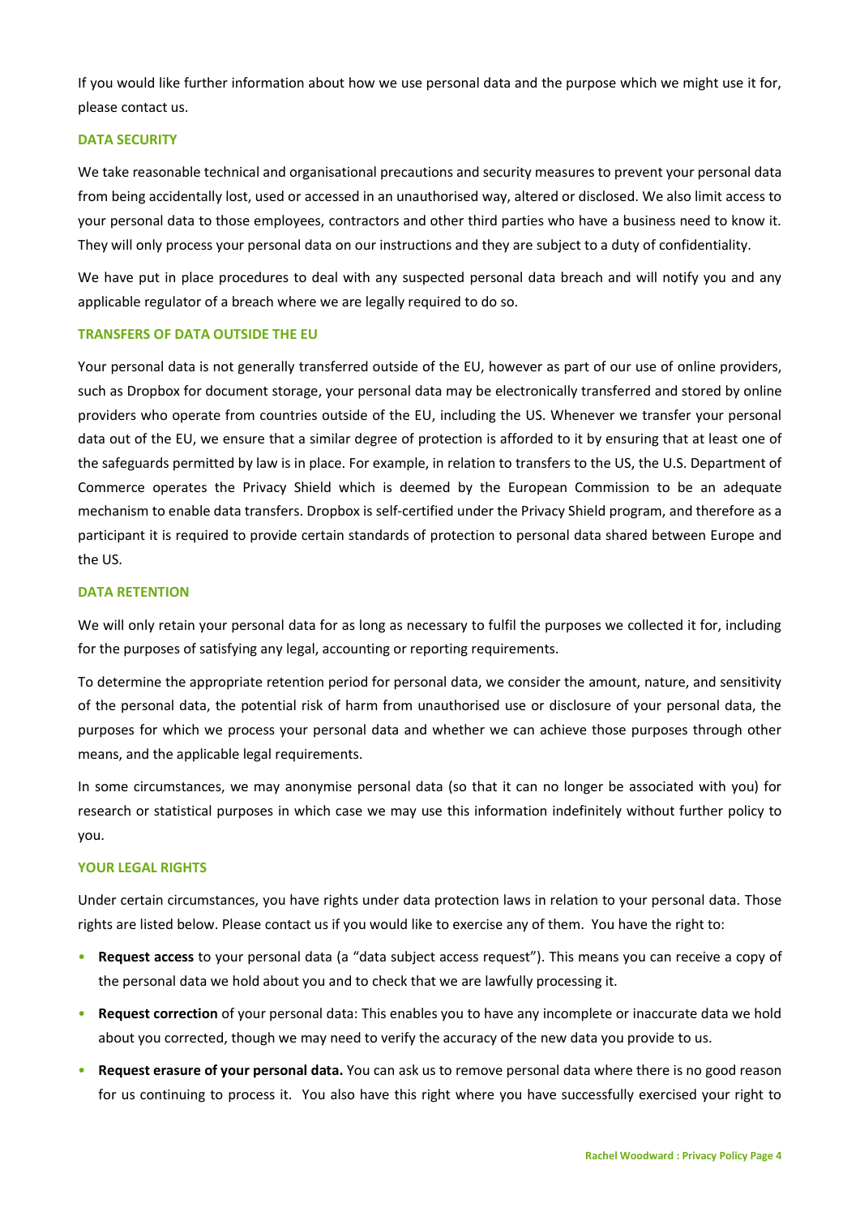If you would like further information about how we use personal data and the purpose which we might use it for, please contact us.

### DATA SECURITY

We take reasonable technical and organisational precautions and security measures to prevent your personal data from being accidentally lost, used or accessed in an unauthorised way, altered or disclosed. We also limit access to your personal data to those employees, contractors and other third parties who have a business need to know it. They will only process your personal data on our instructions and they are subject to a duty of confidentiality.

We have put in place procedures to deal with any suspected personal data breach and will notify you and any applicable regulator of a breach where we are legally required to do so.

### TRANSFERS OF DATA OUTSIDE THE EU

Your personal data is not generally transferred outside of the EU, however as part of our use of online providers, such as Dropbox for document storage, your personal data may be electronically transferred and stored by online providers who operate from countries outside of the EU, including the US. Whenever we transfer your personal data out of the EU, we ensure that a similar degree of protection is afforded to it by ensuring that at least one of the safeguards permitted by law is in place. For example, in relation to transfers to the US, the U.S. Department of Commerce operates the Privacy Shield which is deemed by the European Commission to be an adequate mechanism to enable data transfers. Dropbox is self-certified under the Privacy Shield program, and therefore as a participant it is required to provide certain standards of protection to personal data shared between Europe and the US.

### DATA RETENTION

We will only retain your personal data for as long as necessary to fulfil the purposes we collected it for, including for the purposes of satisfying any legal, accounting or reporting requirements.

To determine the appropriate retention period for personal data, we consider the amount, nature, and sensitivity of the personal data, the potential risk of harm from unauthorised use or disclosure of your personal data, the purposes for which we process your personal data and whether we can achieve those purposes through other means, and the applicable legal requirements.

In some circumstances, we may anonymise personal data (so that it can no longer be associated with you) for research or statistical purposes in which case we may use this information indefinitely without further policy to you.

### YOUR LEGAL RIGHTS

Under certain circumstances, you have rights under data protection laws in relation to your personal data. Those rights are listed below. Please contact us if you would like to exercise any of them. You have the right to:

- **Request access** to your personal data (a "data subject access request"). This means you can receive a copy of the personal data we hold about you and to check that we are lawfully processing it.
- **Request correction** of your personal data: This enables you to have any incomplete or inaccurate data we hold about you corrected, though we may need to verify the accuracy of the new data you provide to us.
- **Request erasure of your personal data.** You can ask us to remove personal data where there is no good reason for us continuing to process it. You also have this right where you have successfully exercised your right to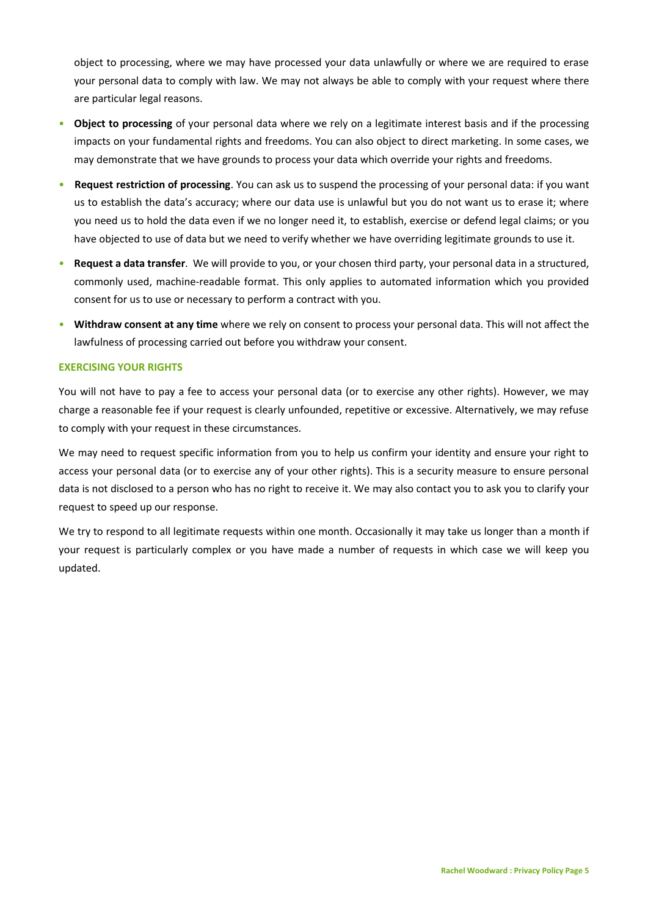object to processing, where we may have processed your data unlawfully or where we are required to erase your personal data to comply with law. We may not always be able to comply with your request where there are particular legal reasons.

- **Object to processing** of your personal data where we rely on a legitimate interest basis and if the processing impacts on your fundamental rights and freedoms. You can also object to direct marketing. In some cases, we may demonstrate that we have grounds to process your data which override your rights and freedoms.
- **Request restriction of processing**. You can ask us to suspend the processing of your personal data: if you want us to establish the data's accuracy; where our data use is unlawful but you do not want us to erase it; where you need us to hold the data even if we no longer need it, to establish, exercise or defend legal claims; or you have objected to use of data but we need to verify whether we have overriding legitimate grounds to use it.
- **Request a data transfer**. We will provide to you, or your chosen third party, your personal data in a structured, commonly used, machine-readable format. This only applies to automated information which you provided consent for us to use or necessary to perform a contract with you.
- **Withdraw consent at any time** where we rely on consent to process your personal data. This will not affect the lawfulness of processing carried out before you withdraw your consent.

## EXERCISING YOUR RIGHTS

You will not have to pay a fee to access your personal data (or to exercise any other rights). However, we may charge a reasonable fee if your request is clearly unfounded, repetitive or excessive. Alternatively, we may refuse to comply with your request in these circumstances.

We may need to request specific information from you to help us confirm your identity and ensure your right to access your personal data (or to exercise any of your other rights). This is a security measure to ensure personal data is not disclosed to a person who has no right to receive it. We may also contact you to ask you to clarify your request to speed up our response.

We try to respond to all legitimate requests within one month. Occasionally it may take us longer than a month if your request is particularly complex or you have made a number of requests in which case we will keep you updated.